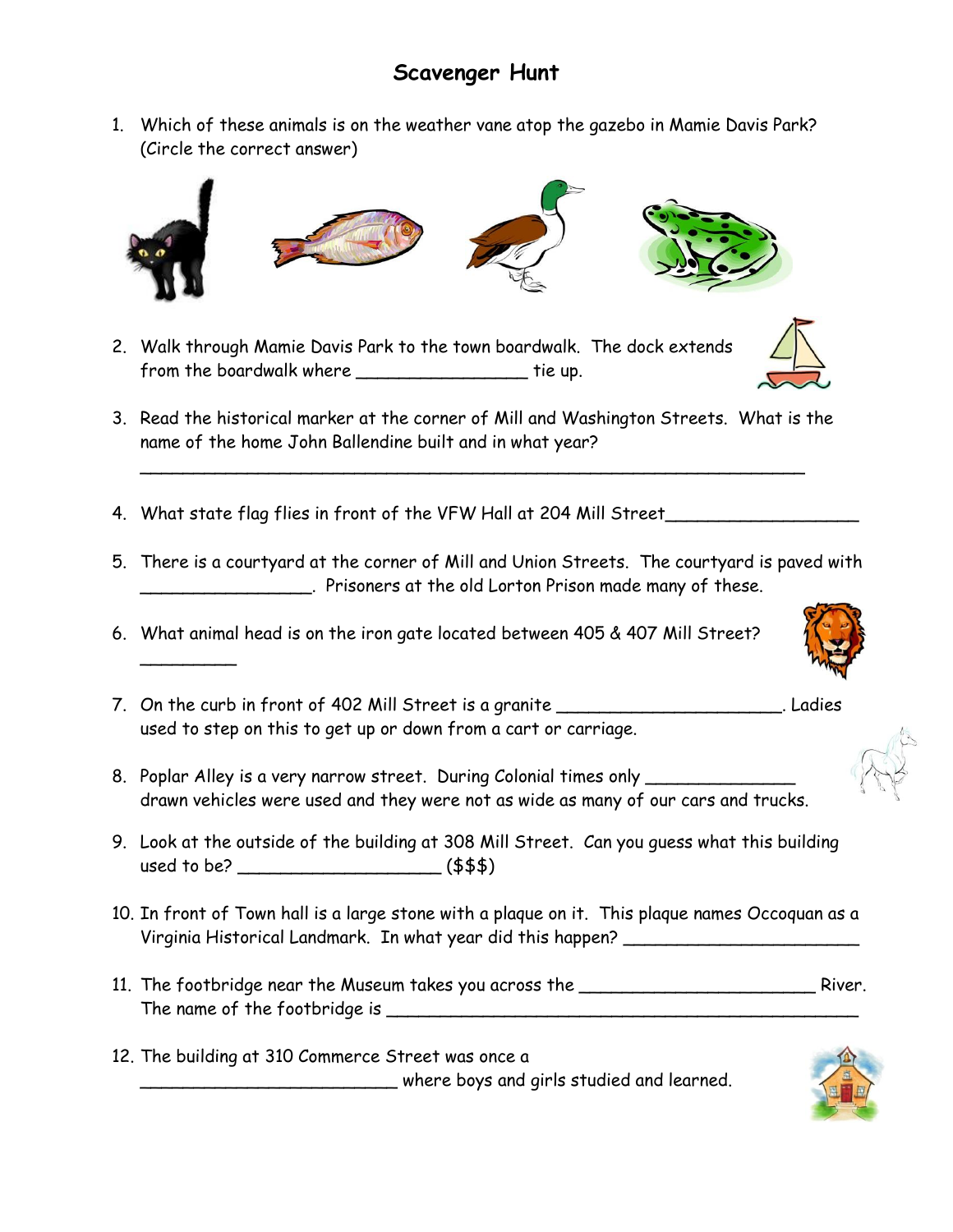# Scavenger Hunt

1. Which of these animals is on the weather vane atop the gazebo in Mamie Davis Park? (Circle the correct answer)

2. Walk through Mamie Davis Park to the town boardwalk. The dock extends from the boardwalk where ________________ tie up.

3. Read the historical marker at the corner of Mill and Washington Streets. What is the name of the home John Ballendine built and in what year?

   ______________________________________________________________

4. What state flag flies in front of the VFW Hall at 204 Mill Street__________________

5. There is a courtyard at the corner of Mill and Union Streets. The courtyard is paved with ________________. Prisoners at the old Lorton Prison made many of these.

6. What animal head is on the iron gate located between 405 & 407 Mill Street? _________

7. On the curb in front of 402 Mill Street is a granite _____________________. Ladies used to step on this to get up or down from a cart or carriage.

8. Poplar Alley is a very narrow street. During Colonial times only ______________ drawn vehicles were used and they were not as wide as many of our cars and trucks.

9. Look at the outside of the building at 308 Mill Street. Can you guess what this building used to be? ___________________ ($$$)

10. In front of Town hall is a large stone with a plaque on it. This plaque names Occoquan as a Virginia Historical Landmark. In what year did this happen? ______________________

11. The footbridge near the Museum takes you across the ______________________ River. The name of the footbridge is ____________________________________________

12. The building at 310 Commerce Street was once a ________________________ where boys and girls studied and learned.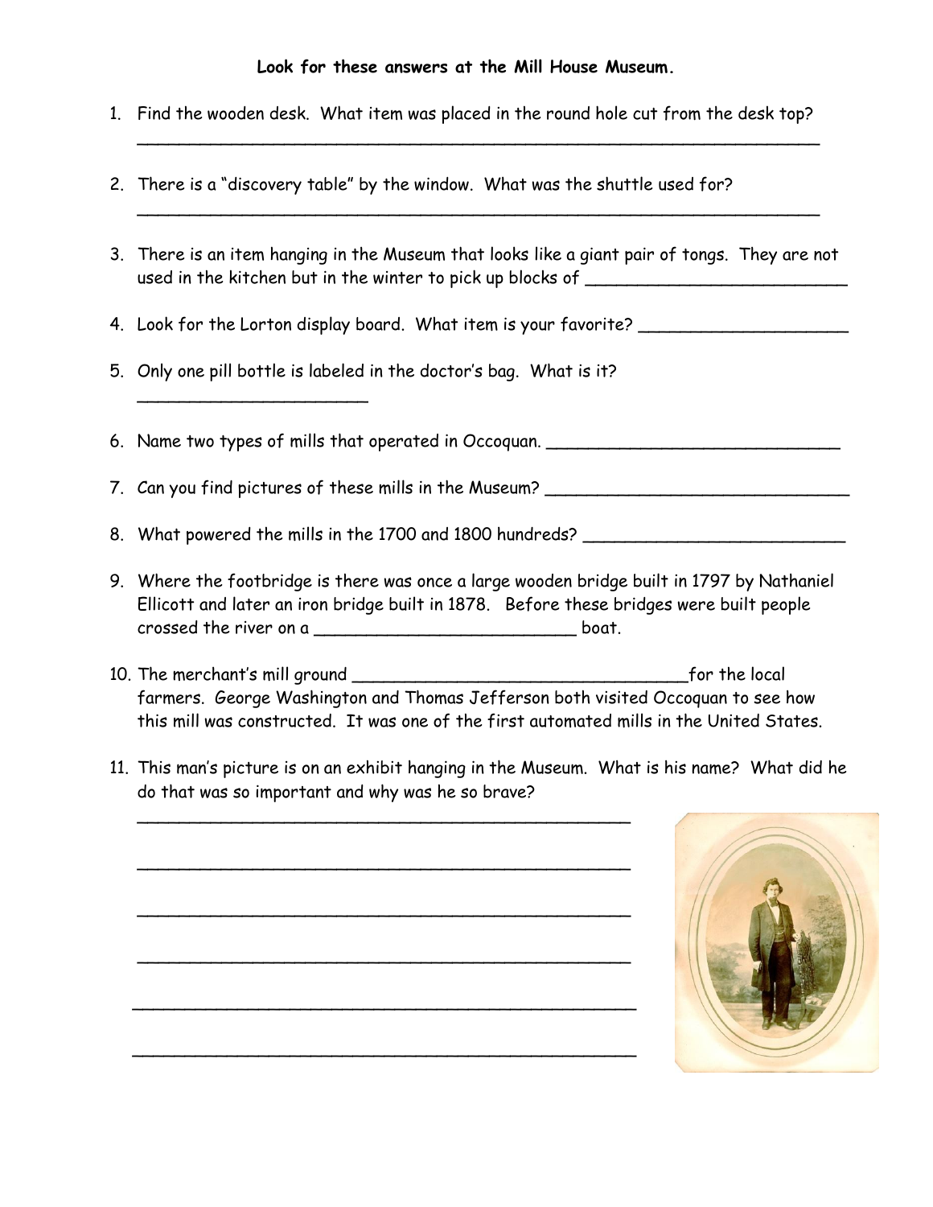**Look for these answers at the Mill House Museum.**

1. Find the wooden desk. What item was placed in the round hole cut from the desk top?
_______________________________________________________________________

2. There is a "discovery table" by the window. What was the shuttle used for?
_______________________________________________________________________

3. There is an item hanging in the Museum that looks like a giant pair of tongs. They are not used in the kitchen but in the winter to pick up blocks of ___________________________

4. Look for the Lorton display board. What item is your favorite? ____________________

5. Only one pill bottle is labeled in the doctor's bag. What is it?
_______________________

6. Name two types of mills that operated in Occoquan. _____________________________

7. Can you find pictures of these mills in the Museum? ______________________________

8. What powered the mills in the 1700 and 1800 hundreds? __________________________

9. Where the footbridge is there was once a large wooden bridge built in 1797 by Nathaniel Ellicott and later an iron bridge built in 1878. Before these bridges were built people crossed the river on a __________________________ boat.

10. The merchant's mill ground _________________________________for the local farmers. George Washington and Thomas Jefferson both visited Occoquan to see how this mill was constructed. It was one of the first automated mills in the United States.

11. This man's picture is on an exhibit hanging in the Museum. What is his name? What did he do that was so important and why was he so brave?
__________________________________________________
__________________________________________________
__________________________________________________
__________________________________________________
__________________________________________________
__________________________________________________